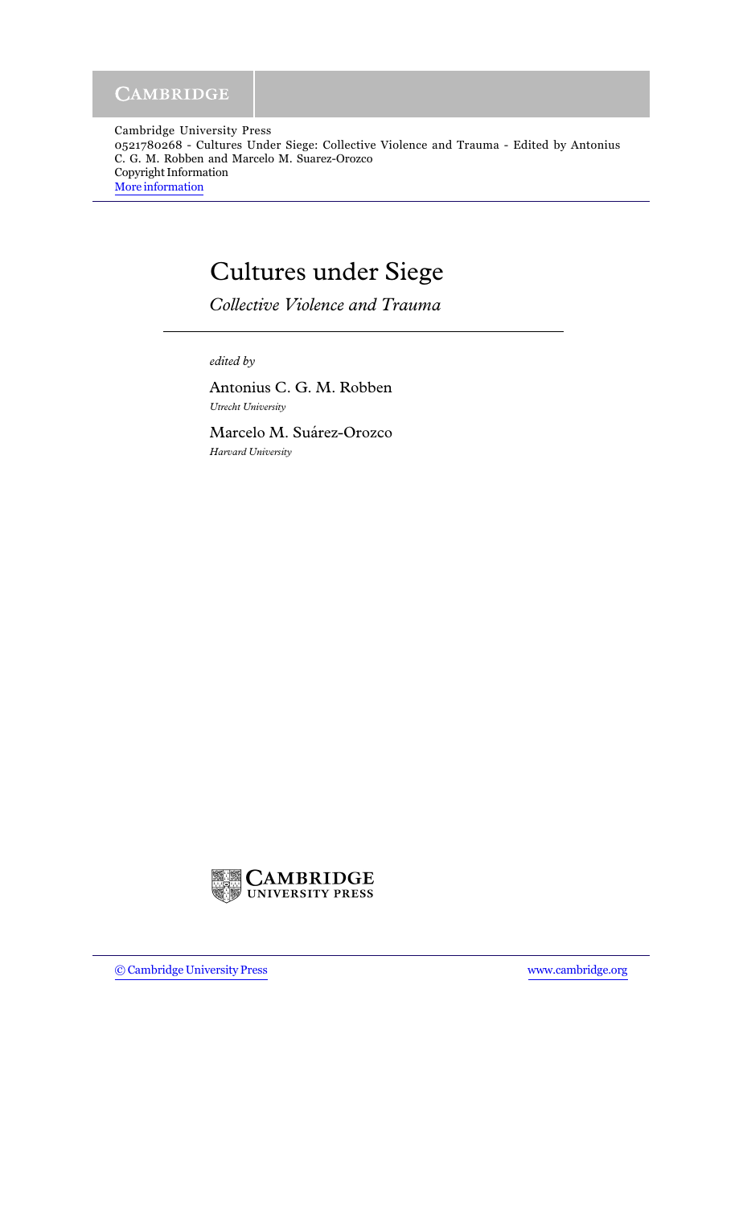Cambridge University Press
0521780268 - Cultures Under Siege: Collective Violence and Trauma - Edited by Antonius C. G. M. Robben and Marcelo M. Suarez-Orozco
Copyright Information
More information

# Cultures under Siege

*Collective Violence and Trauma*

*edited by*

Antonius C. G. M. Robben
*Utrecht University*

Marcelo M. Suárez-Orozco
*Harvard University*

CAMBRIDGE
UNIVERSITY PRESS

© Cambridge University Press www.cambridge.org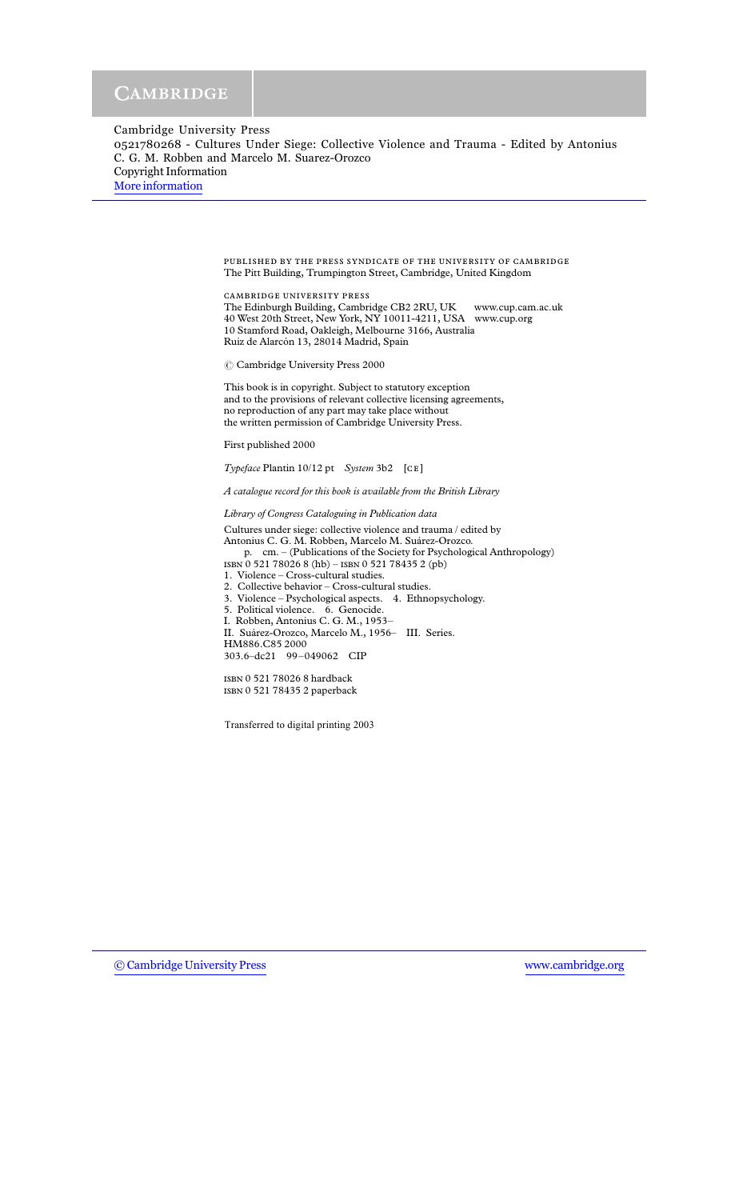PUBLISHED BY THE PRESS SYNDICATE OF THE UNIVERSITY OF CAMBRIDGE
The Pitt Building, Trumpington Street, Cambridge, United Kingdom

CAMBRIDGE UNIVERSITY PRESS
The Edinburgh Building, Cambridge CB2 2RU, UK www.cup.cam.ac.uk
40 West 20th Street, New York, NY 10011-4211, USA www.cup.org
10 Stamford Road, Oakleigh, Melbourne 3166, Australia
Ruiz de Alarcón 13, 28014 Madrid, Spain

© Cambridge University Press 2000

This book is in copyright. Subject to statutory exception
and to the provisions of relevant collective licensing agreements,
no reproduction of any part may take place without
the written permission of Cambridge University Press.

First published 2000

*Typeface* Plantin 10/12 pt *System* 3b2 [CE]

*A catalogue record for this book is available from the British Library*

*Library of Congress Cataloguing in Publication data*

Cultures under siege: collective violence and trauma / edited by
Antonius C. G. M. Robben, Marcelo M. Suárez-Orozco.
p. cm. – (Publications of the Society for Psychological Anthropology)
ISBN 0 521 78026 8 (hb) – ISBN 0 521 78435 2 (pb)
1. Violence – Cross-cultural studies.
2. Collective behavior – Cross-cultural studies.
3. Violence – Psychological aspects. 4. Ethnopsychology.
5. Political violence. 6. Genocide.
I. Robben, Antonius C. G. M., 1953–
II. Suárez-Orozco, Marcelo M., 1956– III. Series.
HM886.C85 2000
303.6–dc21 99–049062 CIP

ISBN 0 521 78026 8 hardback
ISBN 0 521 78435 2 paperback

Transferred to digital printing 2003